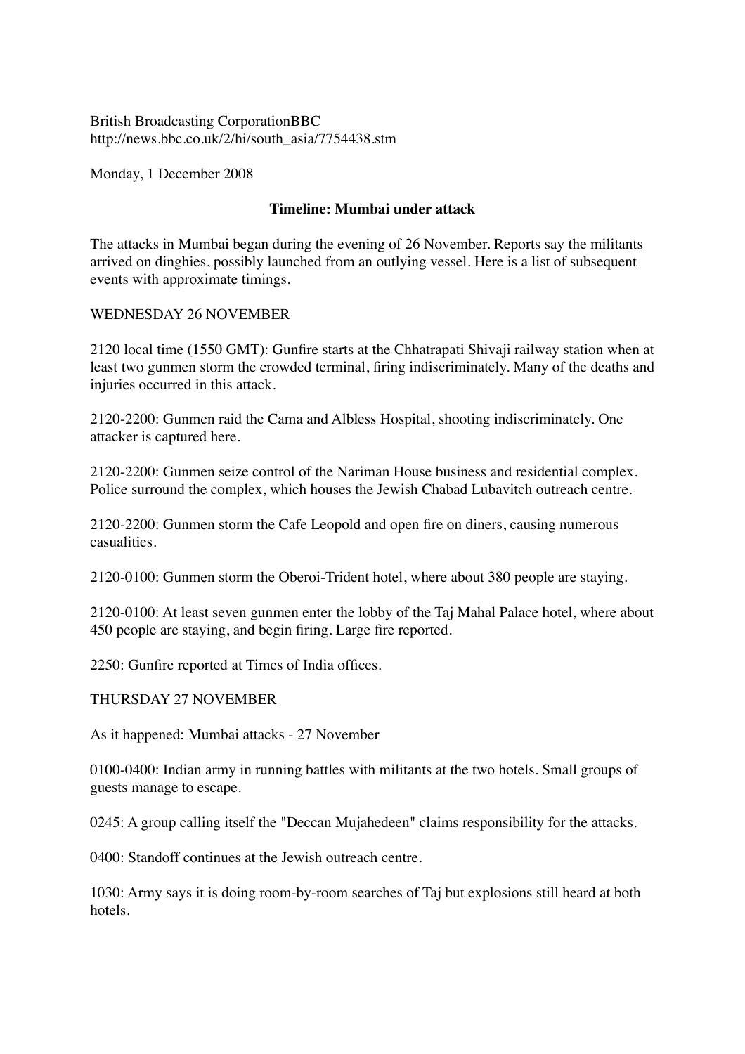British Broadcasting CorporationBBC
http://news.bbc.co.uk/2/hi/south_asia/7754438.stm

Monday, 1 December 2008

**Timeline: Mumbai under attack**

The attacks in Mumbai began during the evening of 26 November. Reports say the militants arrived on dinghies, possibly launched from an outlying vessel. Here is a list of subsequent events with approximate timings.

WEDNESDAY 26 NOVEMBER

2120 local time (1550 GMT): Gunfire starts at the Chhatrapati Shivaji railway station when at least two gunmen storm the crowded terminal, firing indiscriminately. Many of the deaths and injuries occurred in this attack.

2120-2200: Gunmen raid the Cama and Albless Hospital, shooting indiscriminately. One attacker is captured here.

2120-2200: Gunmen seize control of the Nariman House business and residential complex. Police surround the complex, which houses the Jewish Chabad Lubavitch outreach centre.

2120-2200: Gunmen storm the Cafe Leopold and open fire on diners, causing numerous casualities.

2120-0100: Gunmen storm the Oberoi-Trident hotel, where about 380 people are staying.

2120-0100: At least seven gunmen enter the lobby of the Taj Mahal Palace hotel, where about 450 people are staying, and begin firing. Large fire reported.

2250: Gunfire reported at Times of India offices.

THURSDAY 27 NOVEMBER

As it happened: Mumbai attacks - 27 November

0100-0400: Indian army in running battles with militants at the two hotels. Small groups of guests manage to escape.

0245: A group calling itself the "Deccan Mujahedeen" claims responsibility for the attacks.

0400: Standoff continues at the Jewish outreach centre.

1030: Army says it is doing room-by-room searches of Taj but explosions still heard at both hotels.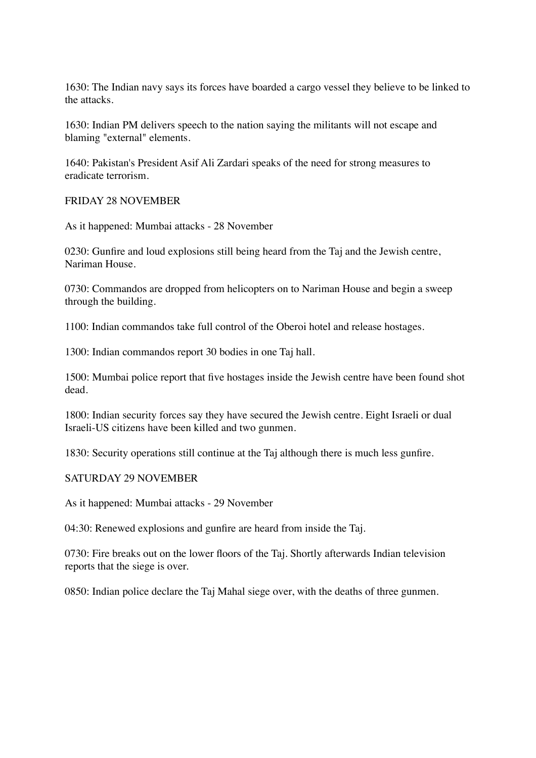1630: The Indian navy says its forces have boarded a cargo vessel they believe to be linked to the attacks.

1630: Indian PM delivers speech to the nation saying the militants will not escape and blaming "external" elements.

1640: Pakistan's President Asif Ali Zardari speaks of the need for strong measures to eradicate terrorism.

FRIDAY 28 NOVEMBER

As it happened: Mumbai attacks - 28 November

0230: Gunfire and loud explosions still being heard from the Taj and the Jewish centre, Nariman House.

0730: Commandos are dropped from helicopters on to Nariman House and begin a sweep through the building.

1100: Indian commandos take full control of the Oberoi hotel and release hostages.

1300: Indian commandos report 30 bodies in one Taj hall.

1500: Mumbai police report that five hostages inside the Jewish centre have been found shot dead.

1800: Indian security forces say they have secured the Jewish centre. Eight Israeli or dual Israeli-US citizens have been killed and two gunmen.

1830: Security operations still continue at the Taj although there is much less gunfire.

SATURDAY 29 NOVEMBER

As it happened: Mumbai attacks - 29 November

04:30: Renewed explosions and gunfire are heard from inside the Taj.

0730: Fire breaks out on the lower floors of the Taj. Shortly afterwards Indian television reports that the siege is over.

0850: Indian police declare the Taj Mahal siege over, with the deaths of three gunmen.